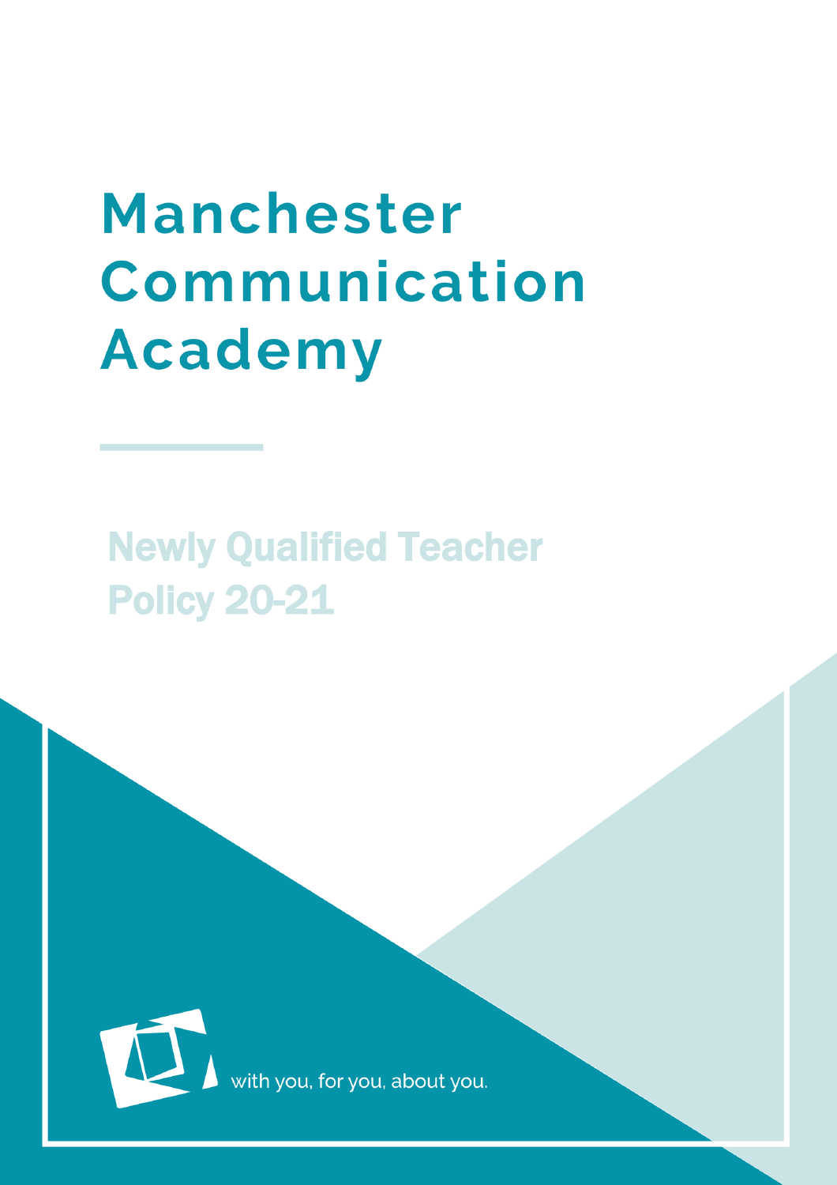# Manchester Communication Academy

## Newly Qualified Teacher Policy 20-21

with you, for you, about you.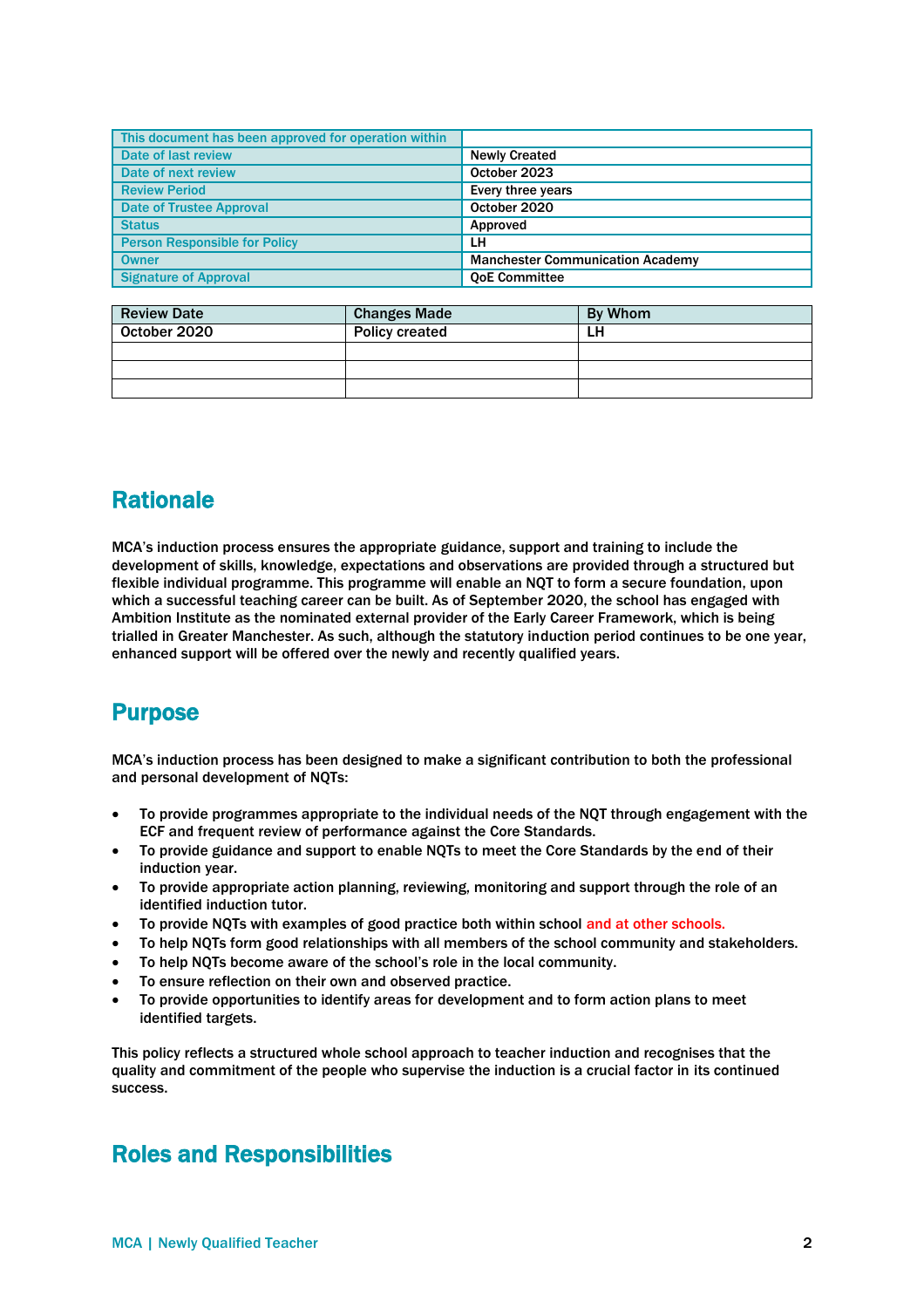| This document has been approved for operation within | |
|---|---|
| Date of last review | Newly Created |
| Date of next review | October 2023 |
| Review Period | Every three years |
| Date of Trustee Approval | October 2020 |
| Status | Approved |
| Person Responsible for Policy | LH |
| Owner | Manchester Communication Academy |
| Signature of Approval | QoE Committee |

| Review Date | Changes Made | By Whom |
|---|---|---|
| October 2020 | Policy created | LH |
| | | |
| | | |
| | | |

## Rationale

MCA's induction process ensures the appropriate guidance, support and training to include the development of skills, knowledge, expectations and observations are provided through a structured but flexible individual programme. This programme will enable an NQT to form a secure foundation, upon which a successful teaching career can be built. As of September 2020, the school has engaged with Ambition Institute as the nominated external provider of the Early Career Framework, which is being trialled in Greater Manchester. As such, although the statutory induction period continues to be one year, enhanced support will be offered over the newly and recently qualified years.

## Purpose

MCA's induction process has been designed to make a significant contribution to both the professional and personal development of NQTs:

- To provide programmes appropriate to the individual needs of the NQT through engagement with the ECF and frequent review of performance against the Core Standards.
- To provide guidance and support to enable NQTs to meet the Core Standards by the end of their induction year.
- To provide appropriate action planning, reviewing, monitoring and support through the role of an identified induction tutor.
- To provide NQTs with examples of good practice both within school and at other schools.
- To help NQTs form good relationships with all members of the school community and stakeholders.
- To help NQTs become aware of the school's role in the local community.
- To ensure reflection on their own and observed practice.
- To provide opportunities to identify areas for development and to form action plans to meet identified targets.

This policy reflects a structured whole school approach to teacher induction and recognises that the quality and commitment of the people who supervise the induction is a crucial factor in its continued success.

## Roles and Responsibilities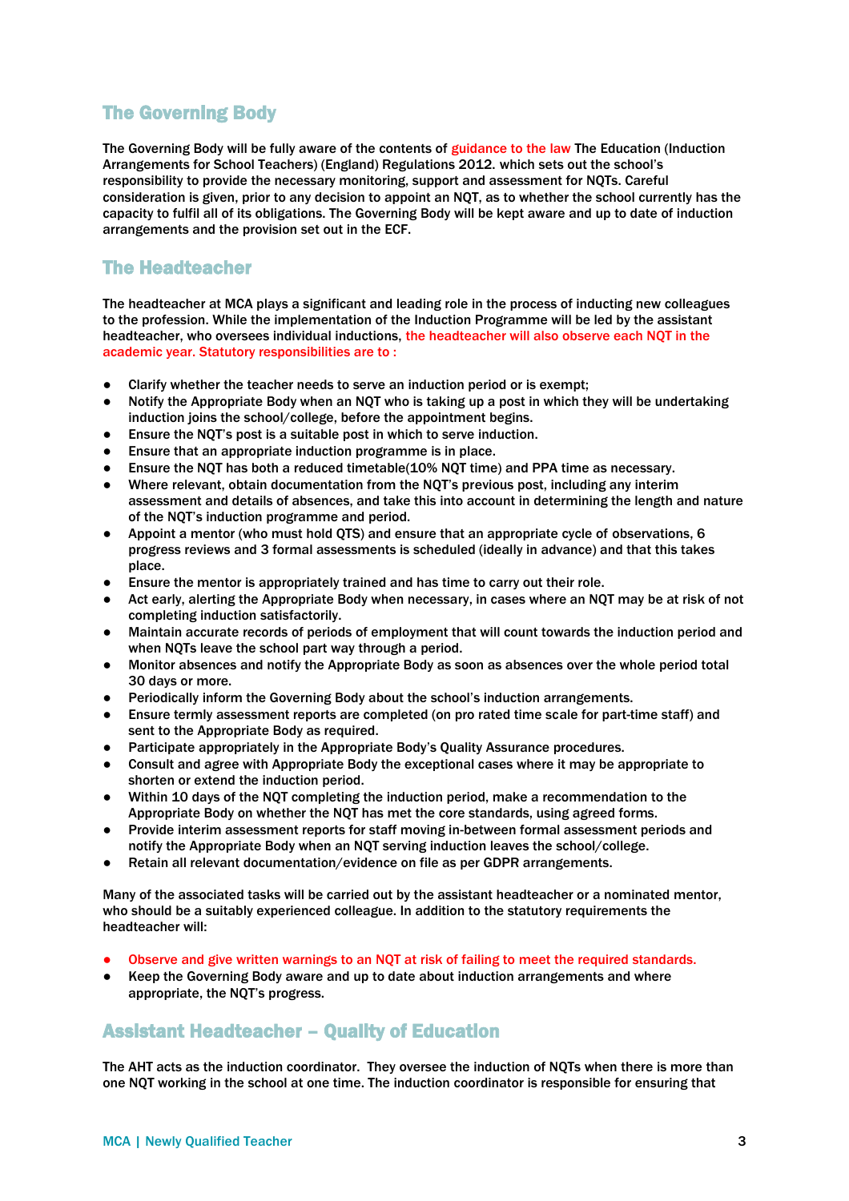## The Governing Body

The Governing Body will be fully aware of the contents of guidance to the law The Education (Induction Arrangements for School Teachers) (England) Regulations 2012. which sets out the school's responsibility to provide the necessary monitoring, support and assessment for NQTs. Careful consideration is given, prior to any decision to appoint an NQT, as to whether the school currently has the capacity to fulfil all of its obligations. The Governing Body will be kept aware and up to date of induction arrangements and the provision set out in the ECF.

## The Headteacher

The headteacher at MCA plays a significant and leading role in the process of inducting new colleagues to the profession. While the implementation of the Induction Programme will be led by the assistant headteacher, who oversees individual inductions, the headteacher will also observe each NQT in the academic year. Statutory responsibilities are to :

- Clarify whether the teacher needs to serve an induction period or is exempt;
- Notify the Appropriate Body when an NQT who is taking up a post in which they will be undertaking induction joins the school/college, before the appointment begins.
- Ensure the NQT's post is a suitable post in which to serve induction.
- Ensure that an appropriate induction programme is in place.
- Ensure the NQT has both a reduced timetable(10% NQT time) and PPA time as necessary.
- Where relevant, obtain documentation from the NQT's previous post, including any interim assessment and details of absences, and take this into account in determining the length and nature of the NQT's induction programme and period.
- Appoint a mentor (who must hold QTS) and ensure that an appropriate cycle of observations, 6 progress reviews and 3 formal assessments is scheduled (ideally in advance) and that this takes place.
- Ensure the mentor is appropriately trained and has time to carry out their role.
- Act early, alerting the Appropriate Body when necessary, in cases where an NQT may be at risk of not completing induction satisfactorily.
- Maintain accurate records of periods of employment that will count towards the induction period and when NQTs leave the school part way through a period.
- Monitor absences and notify the Appropriate Body as soon as absences over the whole period total 30 days or more.
- Periodically inform the Governing Body about the school's induction arrangements.
- Ensure termly assessment reports are completed (on pro rated time scale for part-time staff) and sent to the Appropriate Body as required.
- Participate appropriately in the Appropriate Body's Quality Assurance procedures.
- Consult and agree with Appropriate Body the exceptional cases where it may be appropriate to shorten or extend the induction period.
- Within 10 days of the NQT completing the induction period, make a recommendation to the Appropriate Body on whether the NQT has met the core standards, using agreed forms.
- Provide interim assessment reports for staff moving in-between formal assessment periods and notify the Appropriate Body when an NQT serving induction leaves the school/college.
- Retain all relevant documentation/evidence on file as per GDPR arrangements.

Many of the associated tasks will be carried out by the assistant headteacher or a nominated mentor, who should be a suitably experienced colleague. In addition to the statutory requirements the headteacher will:

- Observe and give written warnings to an NQT at risk of failing to meet the required standards.
- Keep the Governing Body aware and up to date about induction arrangements and where appropriate, the NQT's progress.

## Assistant Headteacher – Quality of Education

The AHT acts as the induction coordinator. They oversee the induction of NQTs when there is more than one NQT working in the school at one time. The induction coordinator is responsible for ensuring that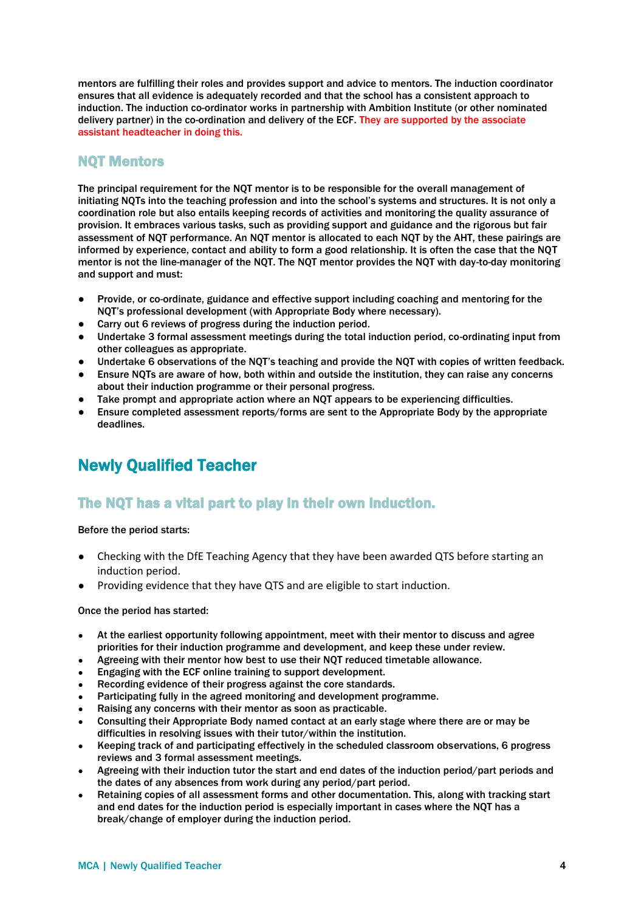mentors are fulfilling their roles and provides support and advice to mentors. The induction coordinator ensures that all evidence is adequately recorded and that the school has a consistent approach to induction. The induction co-ordinator works in partnership with Ambition Institute (or other nominated delivery partner) in the co-ordination and delivery of the ECF. They are supported by the associate assistant headteacher in doing this.

### NQT Mentors

The principal requirement for the NQT mentor is to be responsible for the overall management of initiating NQTs into the teaching profession and into the school's systems and structures. It is not only a coordination role but also entails keeping records of activities and monitoring the quality assurance of provision. It embraces various tasks, such as providing support and guidance and the rigorous but fair assessment of NQT performance. An NQT mentor is allocated to each NQT by the AHT, these pairings are informed by experience, contact and ability to form a good relationship. It is often the case that the NQT mentor is not the line-manager of the NQT. The NQT mentor provides the NQT with day-to-day monitoring and support and must:

- Provide, or co-ordinate, guidance and effective support including coaching and mentoring for the NQT's professional development (with Appropriate Body where necessary).
- Carry out 6 reviews of progress during the induction period.
- Undertake 3 formal assessment meetings during the total induction period, co-ordinating input from other colleagues as appropriate.
- Undertake 6 observations of the NQT's teaching and provide the NQT with copies of written feedback.
- Ensure NQTs are aware of how, both within and outside the institution, they can raise any concerns about their induction programme or their personal progress.
- Take prompt and appropriate action where an NQT appears to be experiencing difficulties.
- Ensure completed assessment reports/forms are sent to the Appropriate Body by the appropriate deadlines.

## Newly Qualified Teacher

### The NQT has a vital part to play in their own induction.

Before the period starts:

- Checking with the DfE Teaching Agency that they have been awarded QTS before starting an induction period.
- Providing evidence that they have QTS and are eligible to start induction.

Once the period has started:

- At the earliest opportunity following appointment, meet with their mentor to discuss and agree priorities for their induction programme and development, and keep these under review.
- Agreeing with their mentor how best to use their NQT reduced timetable allowance.
- Engaging with the ECF online training to support development.
- Recording evidence of their progress against the core standards.
- Participating fully in the agreed monitoring and development programme.
- Raising any concerns with their mentor as soon as practicable.
- Consulting their Appropriate Body named contact at an early stage where there are or may be difficulties in resolving issues with their tutor/within the institution.
- Keeping track of and participating effectively in the scheduled classroom observations, 6 progress reviews and 3 formal assessment meetings.
- Agreeing with their induction tutor the start and end dates of the induction period/part periods and the dates of any absences from work during any period/part period.
- Retaining copies of all assessment forms and other documentation. This, along with tracking start and end dates for the induction period is especially important in cases where the NQT has a break/change of employer during the induction period.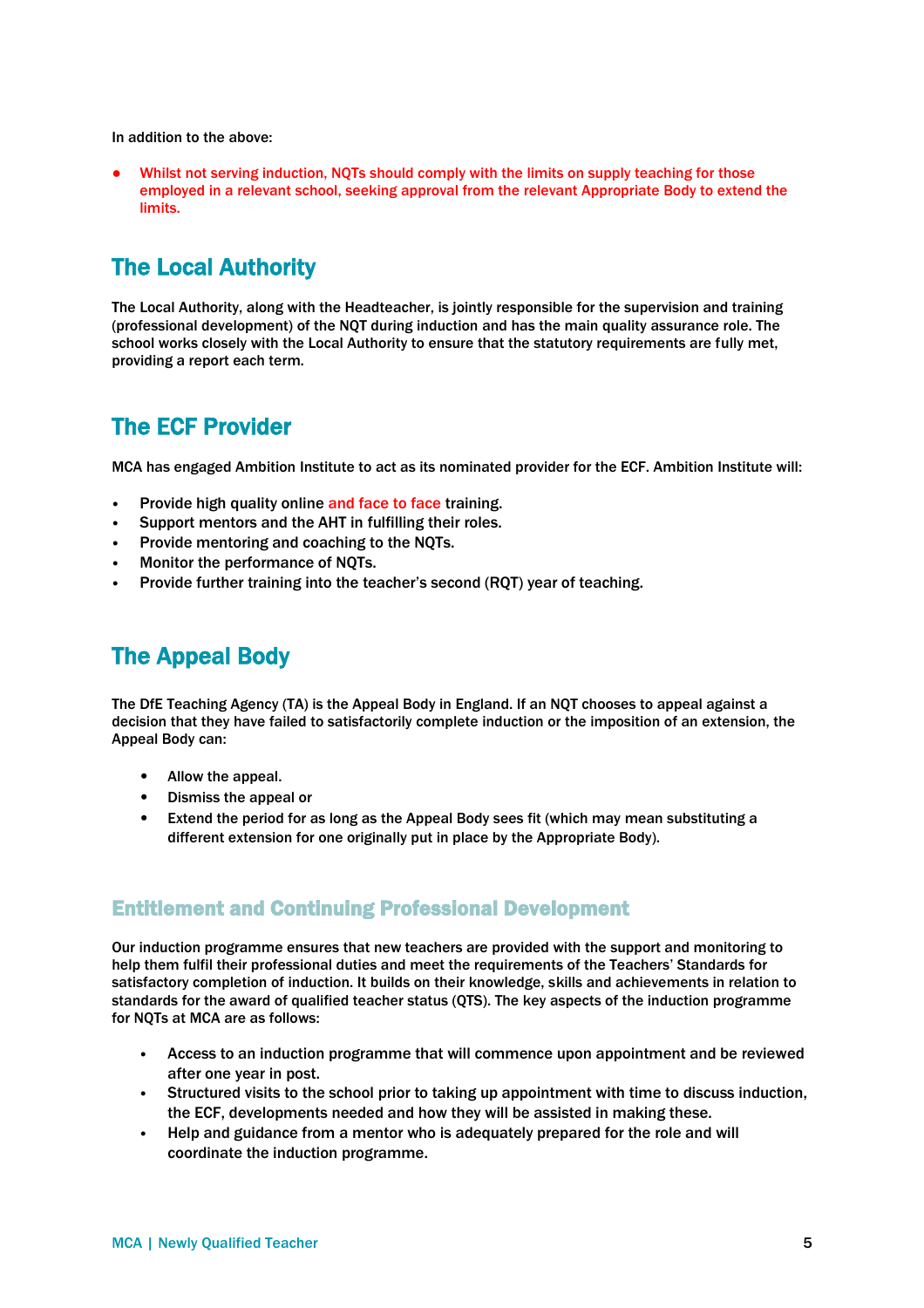In addition to the above:

- Whilst not serving induction, NQTs should comply with the limits on supply teaching for those employed in a relevant school, seeking approval from the relevant Appropriate Body to extend the limits.

## The Local Authority

The Local Authority, along with the Headteacher, is jointly responsible for the supervision and training (professional development) of the NQT during induction and has the main quality assurance role. The school works closely with the Local Authority to ensure that the statutory requirements are fully met, providing a report each term.

## The ECF Provider

MCA has engaged Ambition Institute to act as its nominated provider for the ECF. Ambition Institute will:

- Provide high quality online and face to face training.
- Support mentors and the AHT in fulfilling their roles.
- Provide mentoring and coaching to the NQTs.
- Monitor the performance of NQTs.
- Provide further training into the teacher's second (RQT) year of teaching.

## The Appeal Body

The DfE Teaching Agency (TA) is the Appeal Body in England. If an NQT chooses to appeal against a decision that they have failed to satisfactorily complete induction or the imposition of an extension, the Appeal Body can:

- Allow the appeal.
- Dismiss the appeal or
- Extend the period for as long as the Appeal Body sees fit (which may mean substituting a different extension for one originally put in place by the Appropriate Body).

## Entitlement and Continuing Professional Development

Our induction programme ensures that new teachers are provided with the support and monitoring to help them fulfil their professional duties and meet the requirements of the Teachers' Standards for satisfactory completion of induction. It builds on their knowledge, skills and achievements in relation to standards for the award of qualified teacher status (QTS). The key aspects of the induction programme for NQTs at MCA are as follows:

- Access to an induction programme that will commence upon appointment and be reviewed after one year in post.
- Structured visits to the school prior to taking up appointment with time to discuss induction, the ECF, developments needed and how they will be assisted in making these.
- Help and guidance from a mentor who is adequately prepared for the role and will coordinate the induction programme.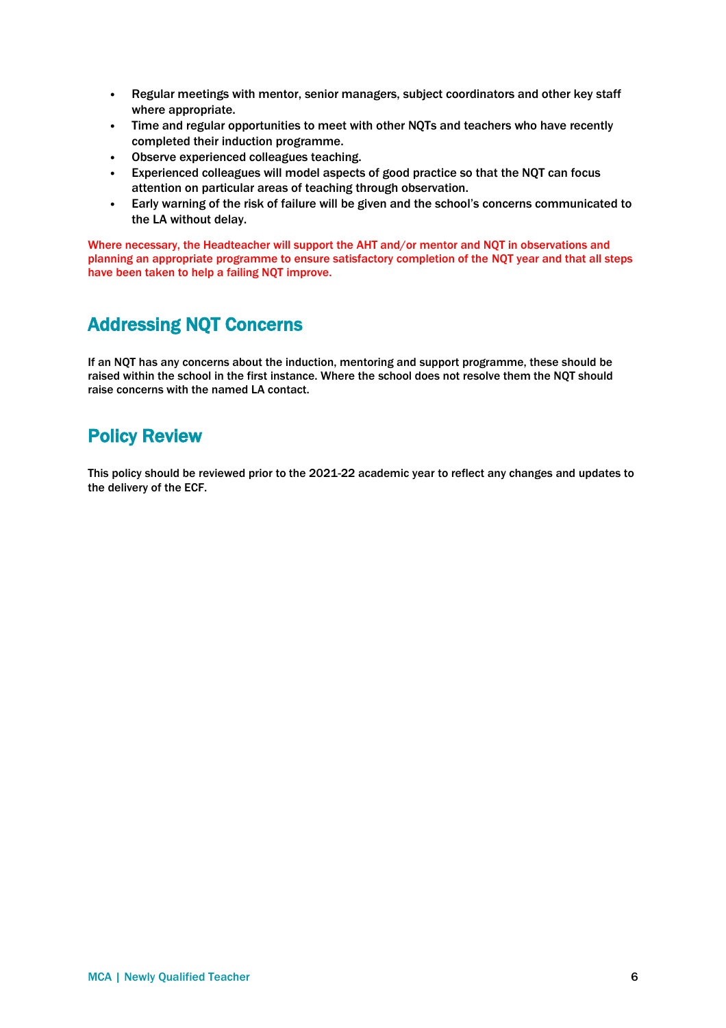- Regular meetings with mentor, senior managers, subject coordinators and other key staff where appropriate.
- Time and regular opportunities to meet with other NQTs and teachers who have recently completed their induction programme.
- Observe experienced colleagues teaching.
- Experienced colleagues will model aspects of good practice so that the NQT can focus attention on particular areas of teaching through observation.
- Early warning of the risk of failure will be given and the school's concerns communicated to the LA without delay.

Where necessary, the Headteacher will support the AHT and/or mentor and NQT in observations and planning an appropriate programme to ensure satisfactory completion of the NQT year and that all steps have been taken to help a failing NQT improve.

## Addressing NQT Concerns

If an NQT has any concerns about the induction, mentoring and support programme, these should be raised within the school in the first instance. Where the school does not resolve them the NQT should raise concerns with the named LA contact.

## Policy Review

This policy should be reviewed prior to the 2021-22 academic year to reflect any changes and updates to the delivery of the ECF.